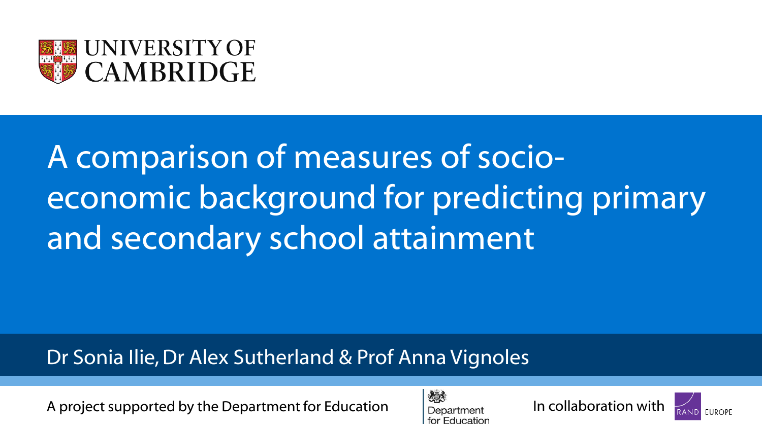UNIVERSITY OF CAMBRIDGE

# A comparison of measures of socio-economic background for predicting primary and secondary school attainment

Dr Sonia Ilie, Dr Alex Sutherland & Prof Anna Vignoles

A project supported by the Department for Education

Department for Education

In collaboration with

RAND EUROPE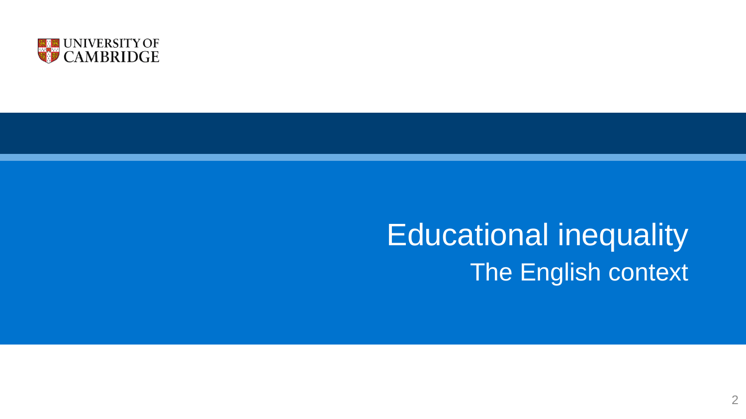# Educational inequality

## The English context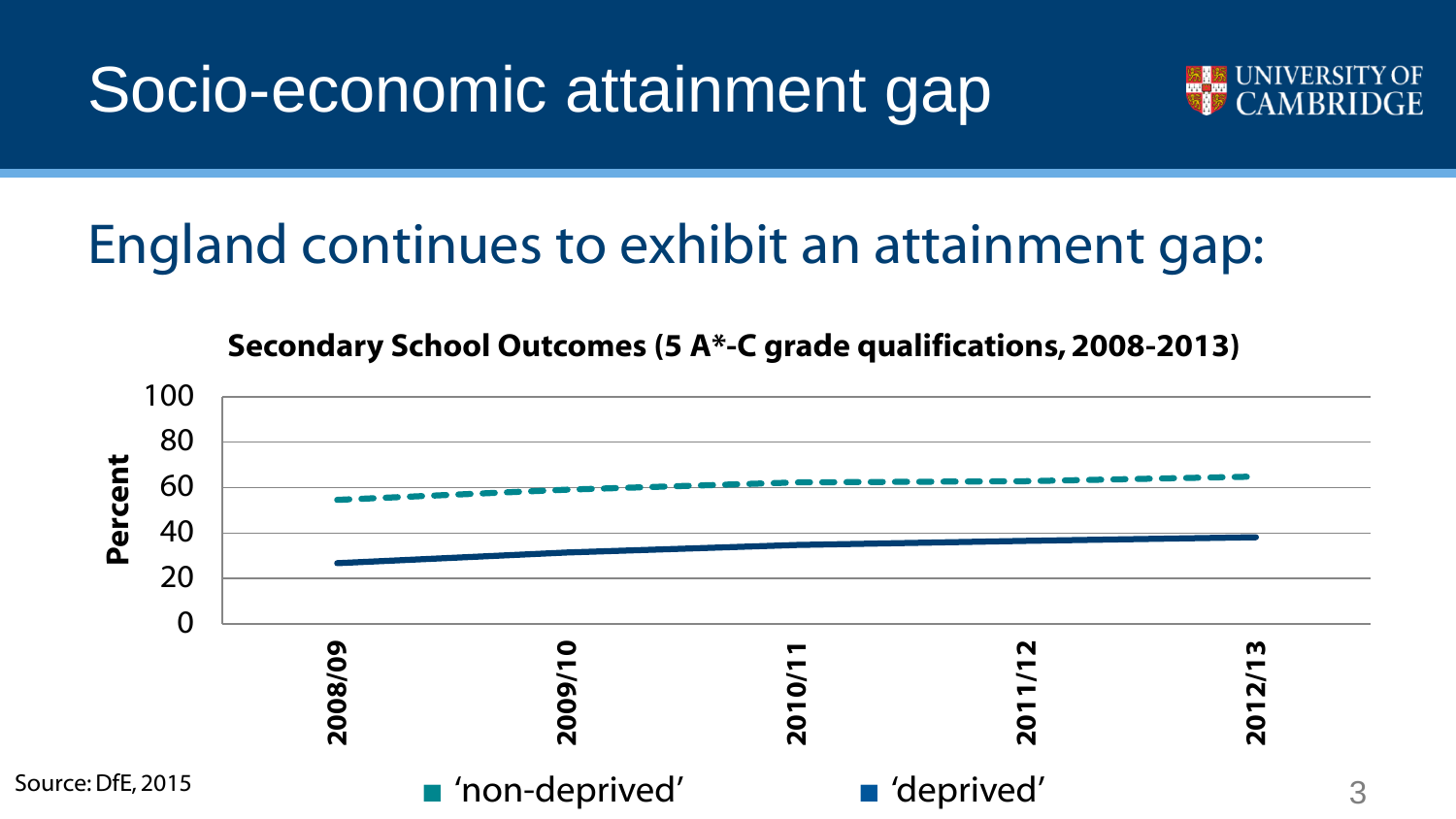# Socio-economic attainment gap

## England continues to exhibit an attainment gap:

**Secondary School Outcomes (5 A*-C grade qualifications, 2008-2013)**

Percent

100
80
60
40
20
0

2008/09 | 2009/10 | 2010/11 | 2011/12 | 2012/13

'non-deprived' 'deprived'

Source: DfE, 2015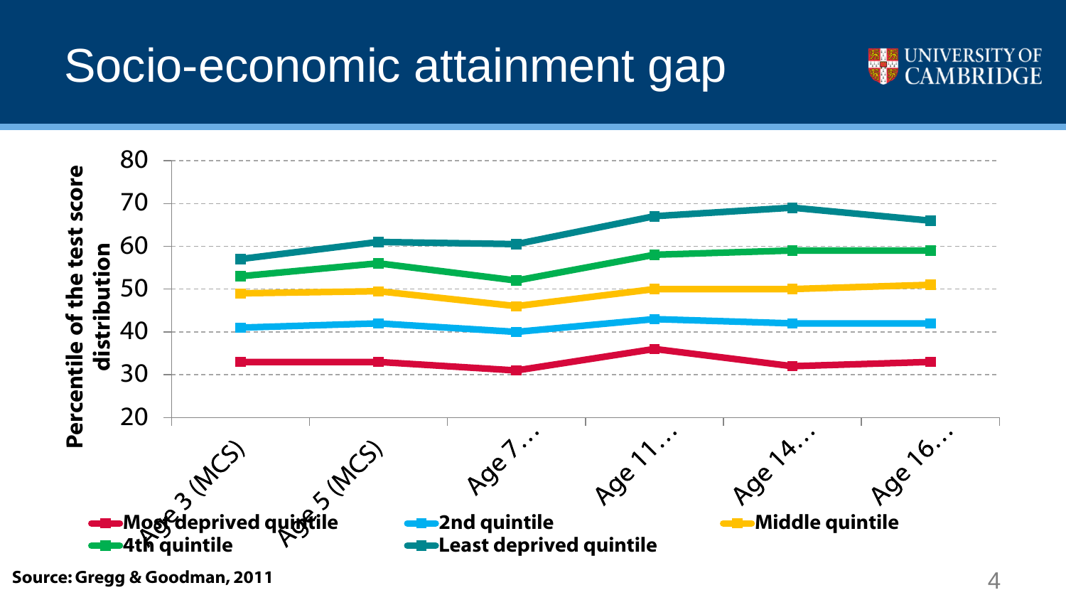# Socio-economic attainment gap

Source: Gregg & Goodman, 2011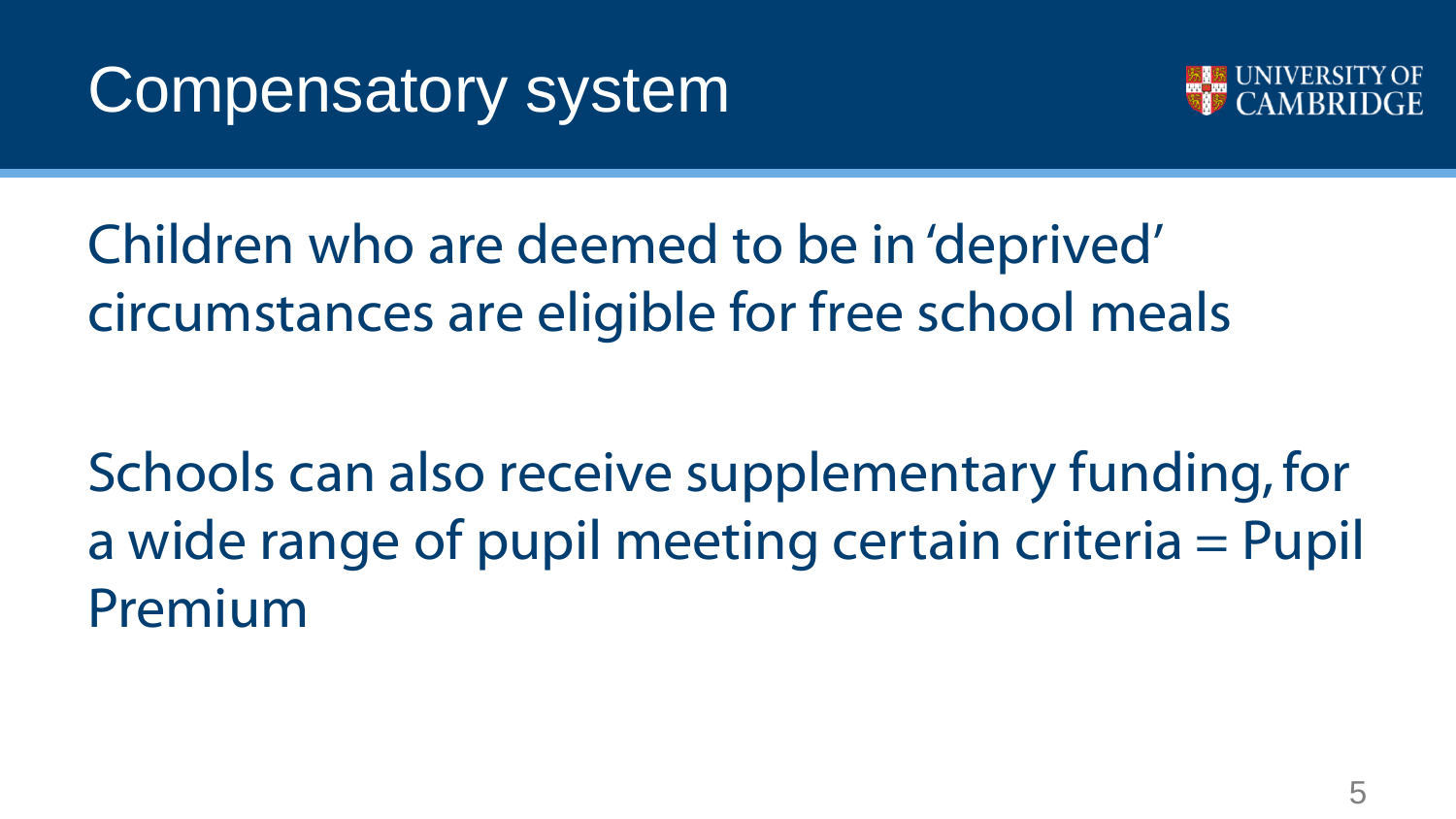# Compensatory system

Children who are deemed to be in 'deprived' circumstances are eligible for free school meals

Schools can also receive supplementary funding, for a wide range of pupil meeting certain criteria = Pupil Premium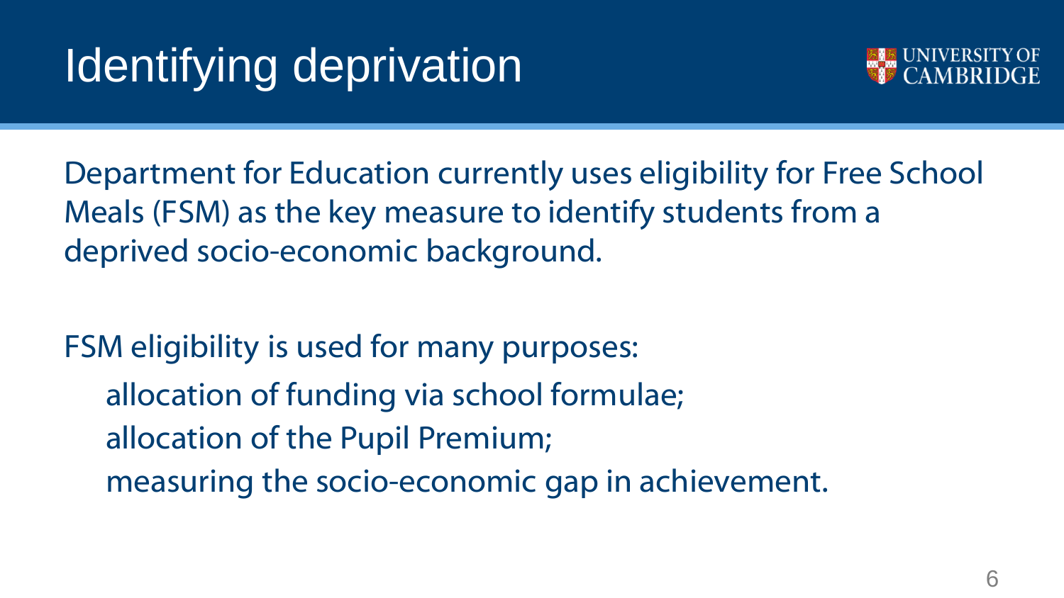# Identifying deprivation

Department for Education currently uses eligibility for Free School Meals (FSM) as the key measure to identify students from a deprived socio-economic background.

FSM eligibility is used for many purposes:

- allocation of funding via school formulae;
- allocation of the Pupil Premium;
- measuring the socio-economic gap in achievement.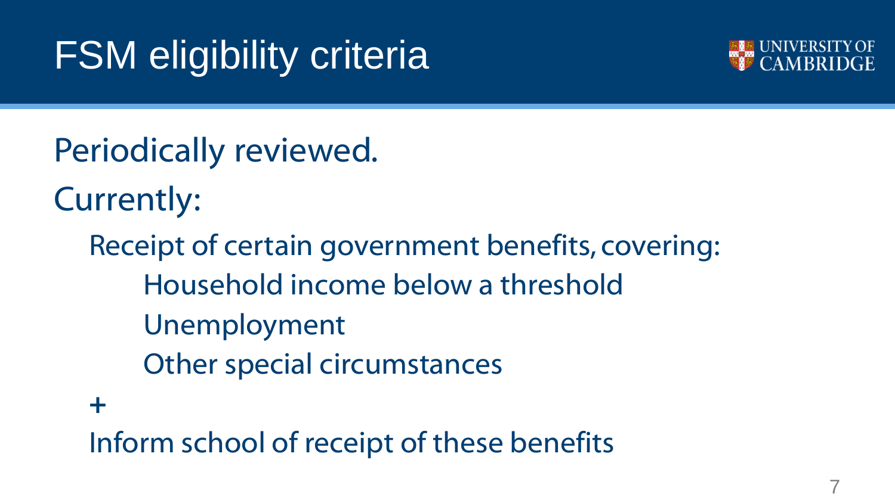# FSM eligibility criteria

Periodically reviewed.

Currently:

- Receipt of certain government benefits, covering:
  - Household income below a threshold
  - Unemployment
  - Other special circumstances

  +

  Inform school of receipt of these benefits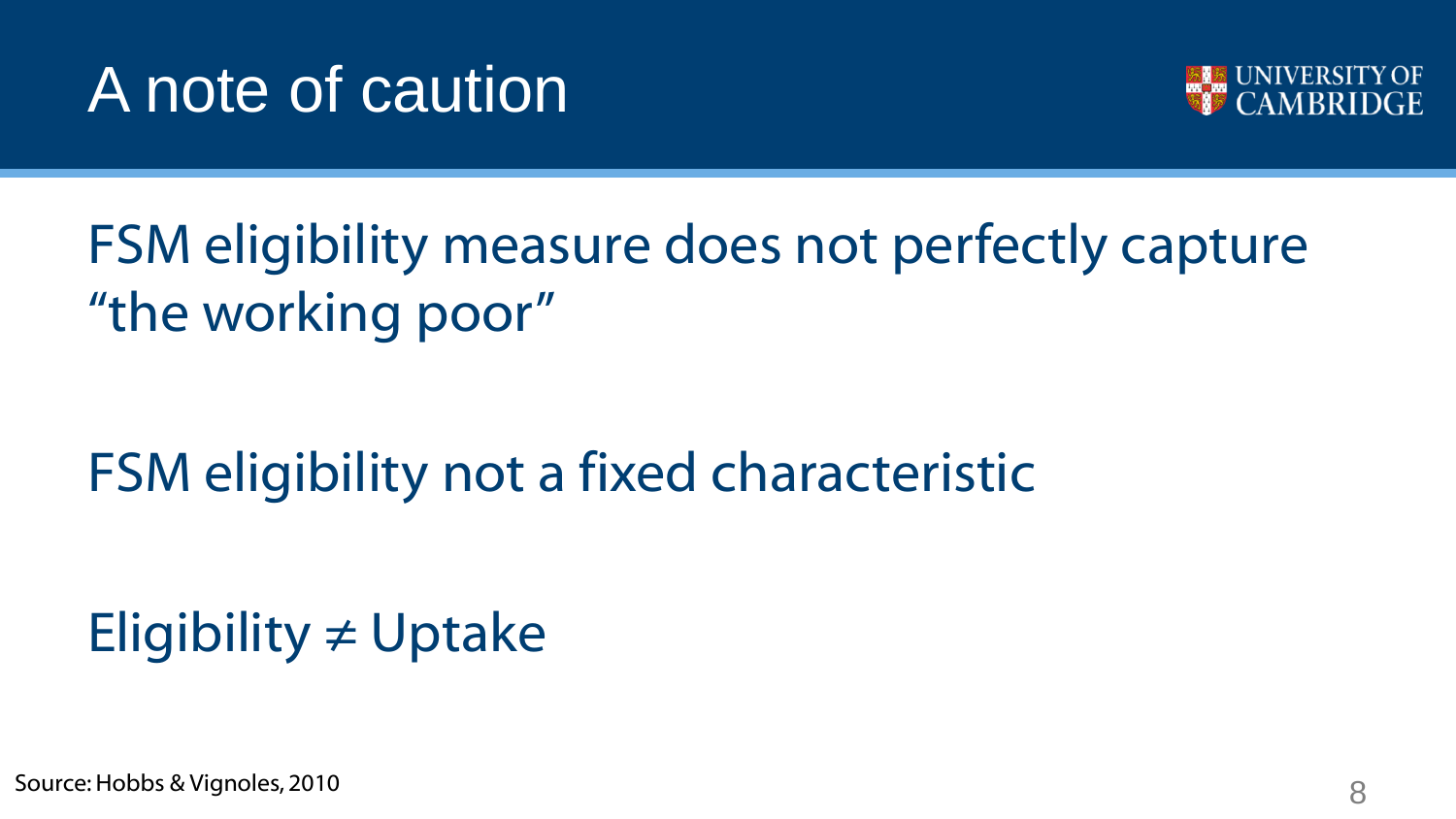# A note of caution

FSM eligibility measure does not perfectly capture "the working poor"

FSM eligibility not a fixed characteristic

Eligibility ≠ Uptake

Source: Hobbs & Vignoles, 2010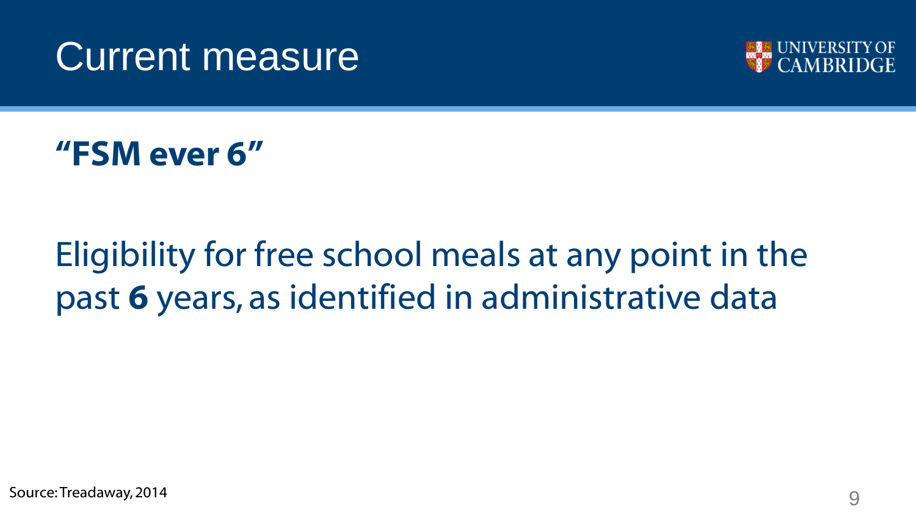# Current measure

**"FSM ever 6"**

Eligibility for free school meals at any point in the past **6** years, as identified in administrative data

Source: Treadaway, 2014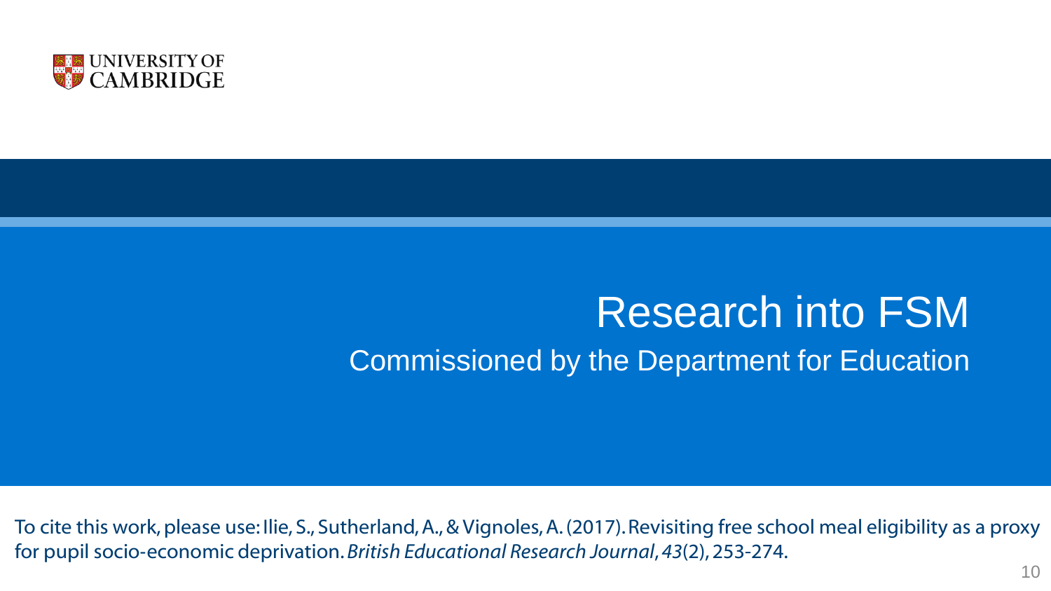# Research into FSM

Commissioned by the Department for Education

To cite this work, please use: Ilie, S., Sutherland, A., & Vignoles, A. (2017). Revisiting free school meal eligibility as a proxy for pupil socio-economic deprivation. *British Educational Research Journal*, *43*(2), 253-274.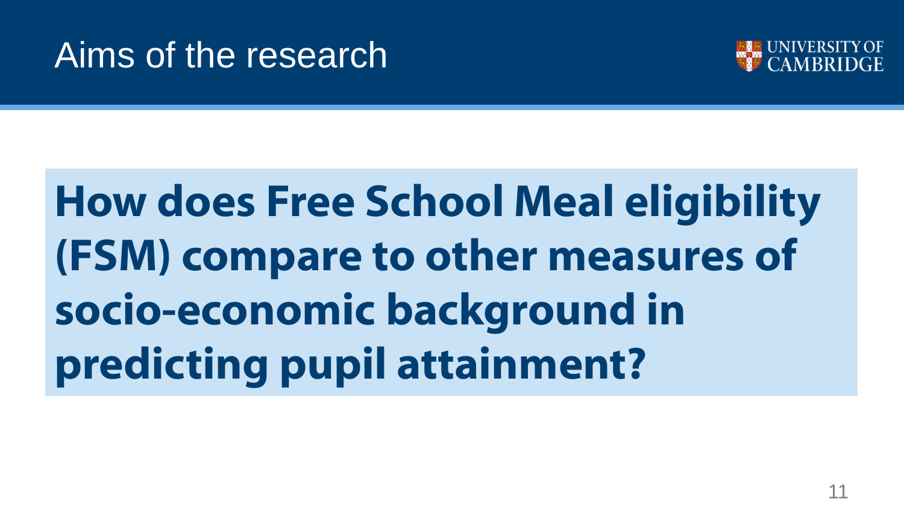# Aims of the research

**How does Free School Meal eligibility (FSM) compare to other measures of socio-economic background in predicting pupil attainment?**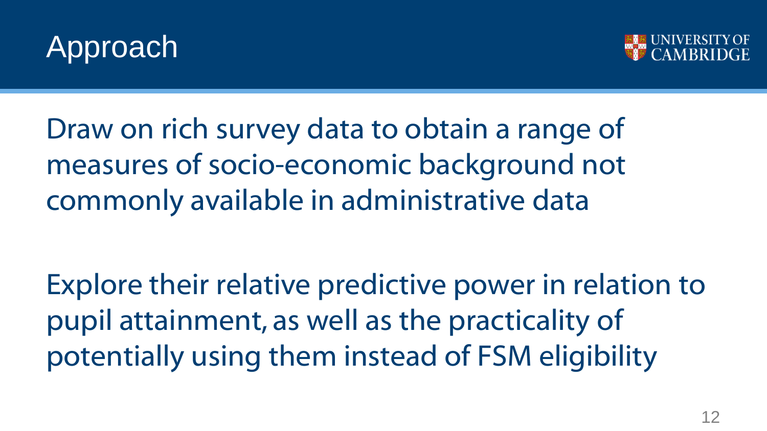# Approach

Draw on rich survey data to obtain a range of measures of socio-economic background not commonly available in administrative data

Explore their relative predictive power in relation to pupil attainment, as well as the practicality of potentially using them instead of FSM eligibility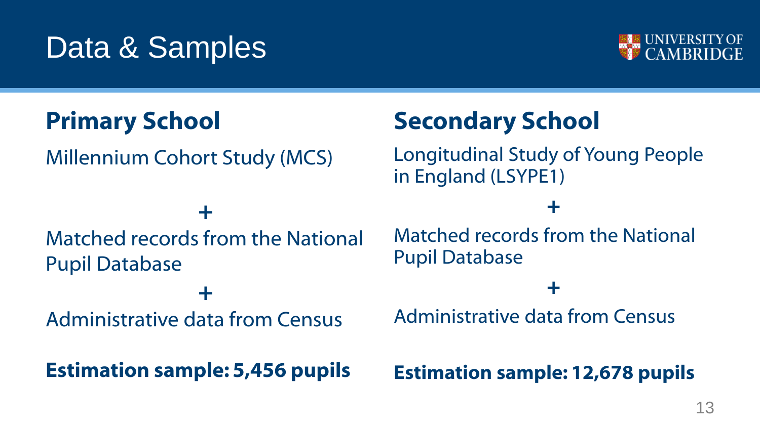# Data & Samples

## Primary School

Millennium Cohort Study (MCS)

+

Matched records from the National Pupil Database

+

Administrative data from Census

**Estimation sample: 5,456 pupils**

## Secondary School

Longitudinal Study of Young People in England (LSYPE1)

+

Matched records from the National Pupil Database

+

Administrative data from Census

**Estimation sample: 12,678 pupils**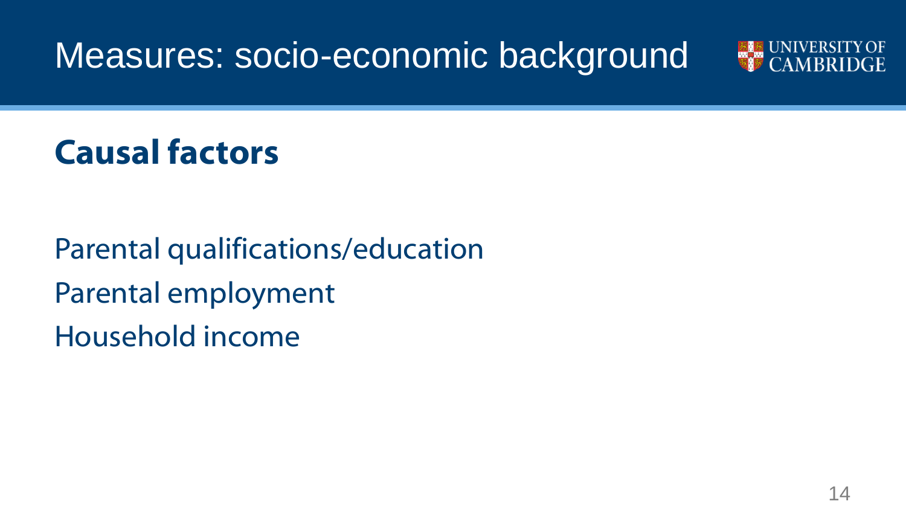# Measures: socio-economic background

## Causal factors

Parental qualifications/education

Parental employment

Household income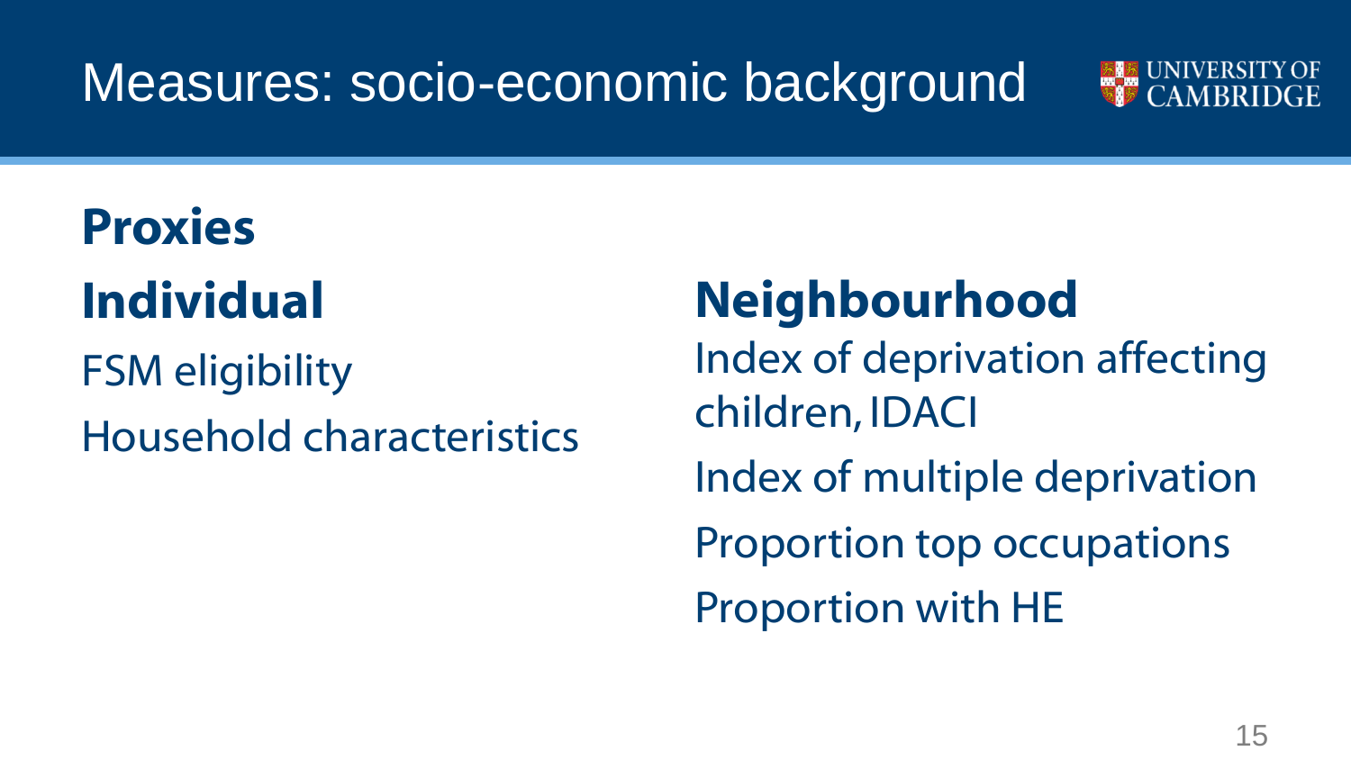# Measures: socio-economic background

## Proxies

### Individual

FSM eligibility

Household characteristics

### Neighbourhood

Index of deprivation affecting children, IDACI

Index of multiple deprivation

Proportion top occupations

Proportion with HE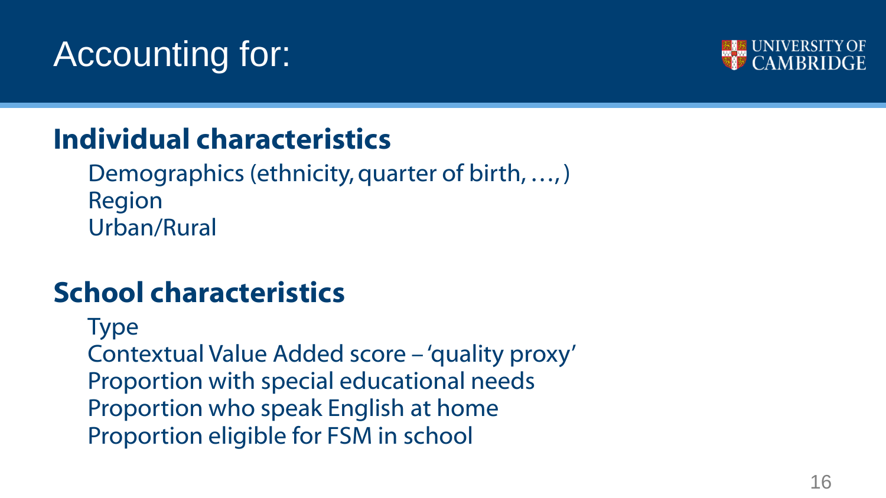# Accounting for:

## Individual characteristics

Demographics (ethnicity, quarter of birth, …, )
Region
Urban/Rural

## School characteristics

Type
Contextual Value Added score – 'quality proxy'
Proportion with special educational needs
Proportion who speak English at home
Proportion eligible for FSM in school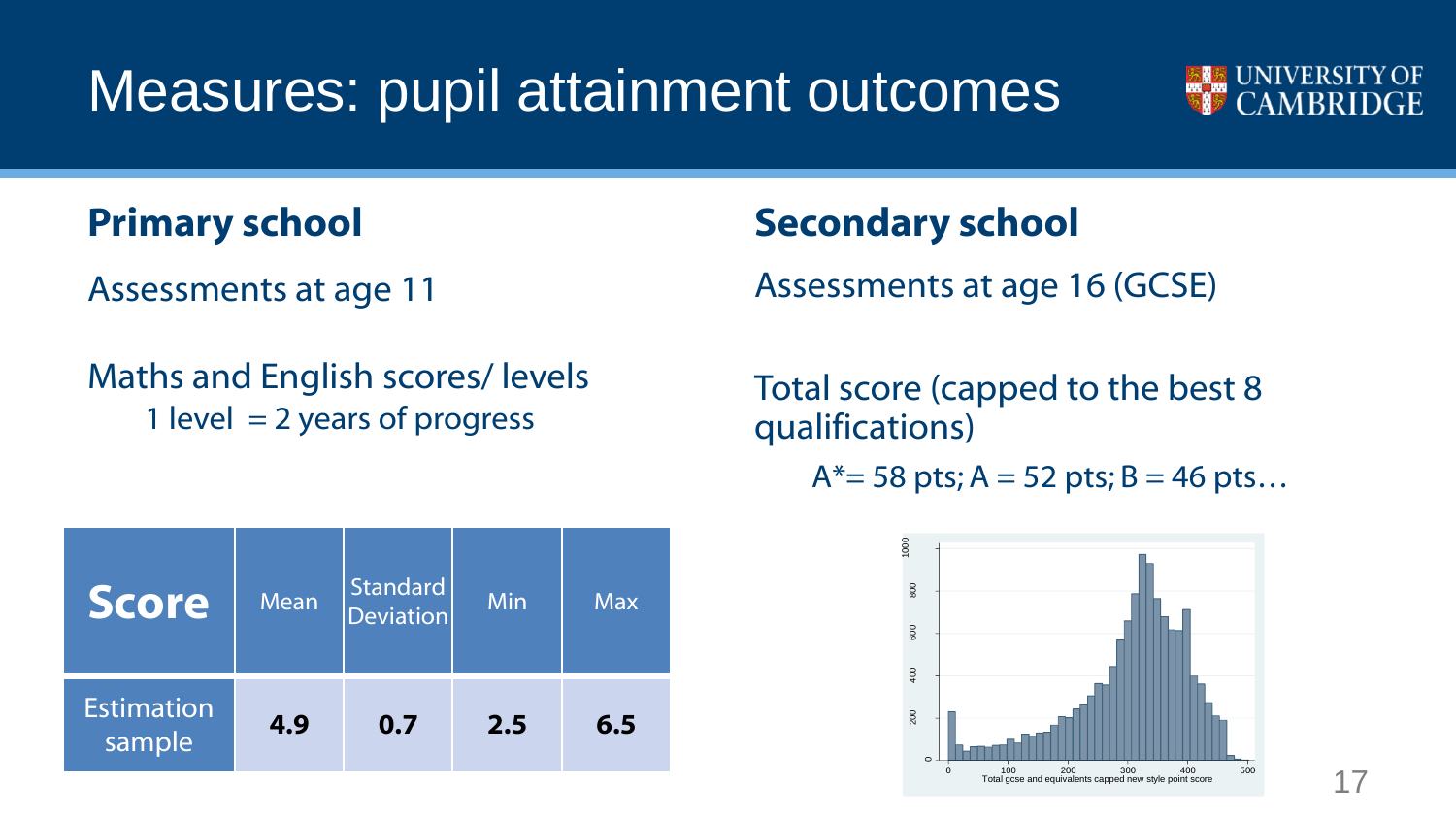# Measures: pupil attainment outcomes

## Primary school

Assessments at age 11

Maths and English scores/ levels
1 level = 2 years of progress

| Score | Mean | Standard Deviation | Min | Max |
|---|---|---|---|---|
| Estimation sample | **4.9** | **0.7** | **2.5** | **6.5** |

## Secondary school

Assessments at age 16 (GCSE)

Total score (capped to the best 8 qualifications)
A*= 58 pts; A = 52 pts; B = 46 pts…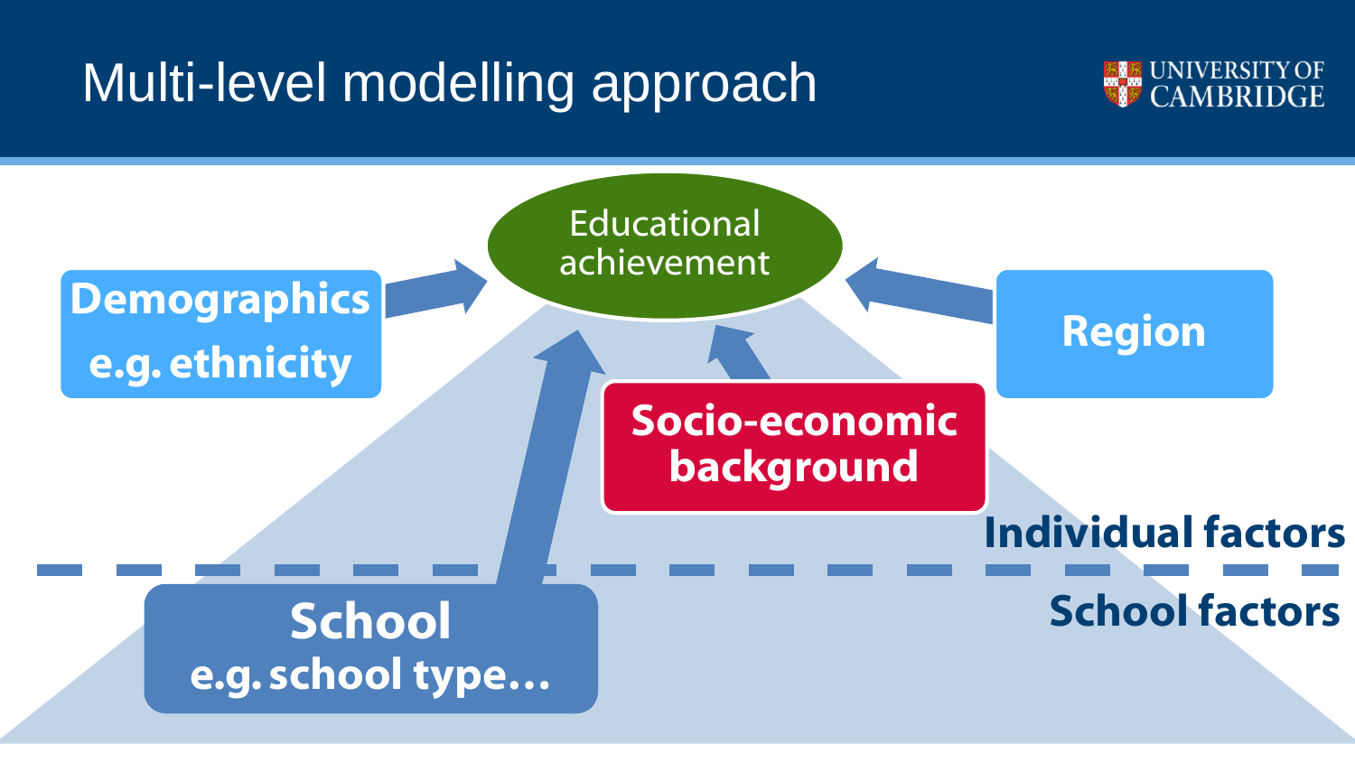# Multi-level modelling approach

Educational achievement

Demographics e.g. ethnicity

Region

Socio-economic background

Individual factors

School factors

School e.g. school type…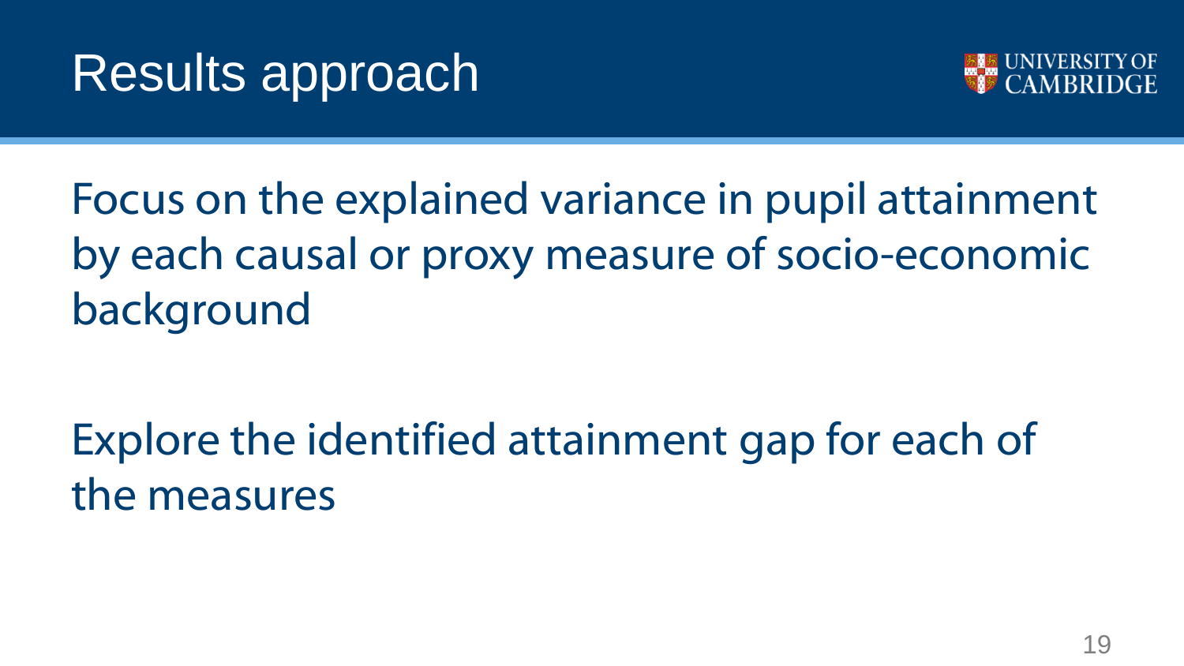# Results approach

Focus on the explained variance in pupil attainment by each causal or proxy measure of socio-economic background

Explore the identified attainment gap for each of the measures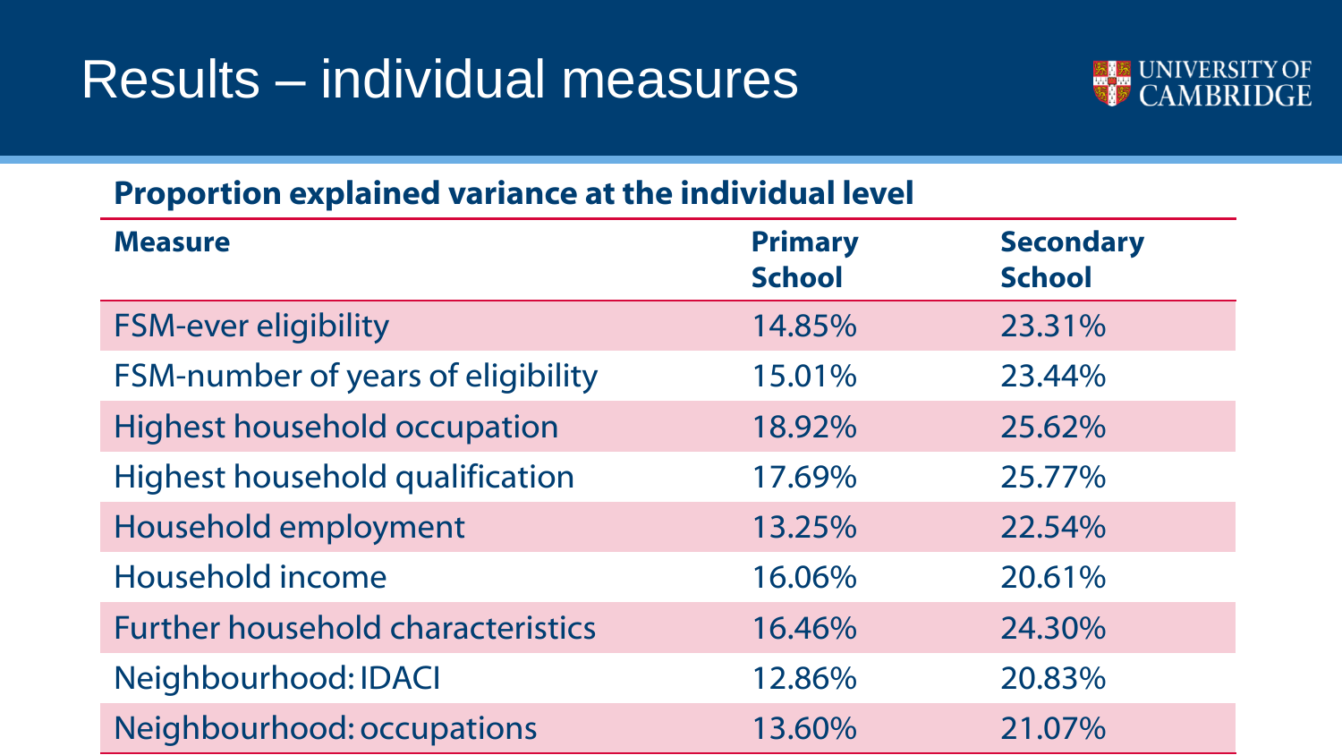# Results – individual measures

**Proportion explained variance at the individual level**

| Measure | Primary School | Secondary School |
|---|---|---|
| FSM-ever eligibility | 14.85% | 23.31% |
| FSM-number of years of eligibility | 15.01% | 23.44% |
| Highest household occupation | 18.92% | 25.62% |
| Highest household qualification | 17.69% | 25.77% |
| Household employment | 13.25% | 22.54% |
| Household income | 16.06% | 20.61% |
| Further household characteristics | 16.46% | 24.30% |
| Neighbourhood: IDACI | 12.86% | 20.83% |
| Neighbourhood: occupations | 13.60% | 21.07% |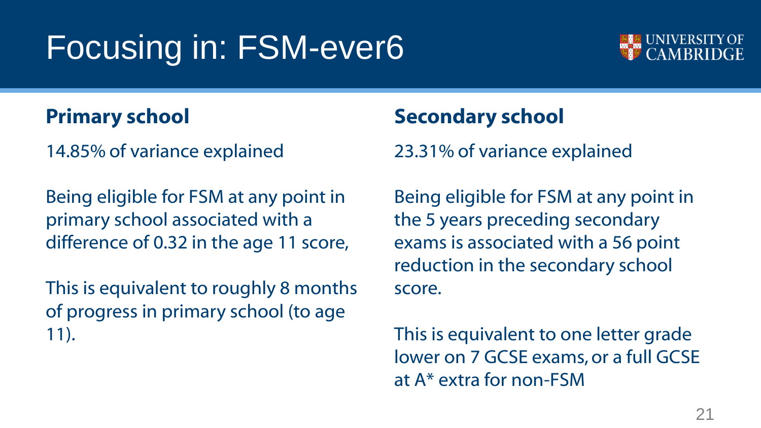# Focusing in: FSM-ever6

## Primary school

14.85% of variance explained

Being eligible for FSM at any point in primary school associated with a difference of 0.32 in the age 11 score,

This is equivalent to roughly 8 months of progress in primary school (to age 11).

## Secondary school

23.31% of variance explained

Being eligible for FSM at any point in the 5 years preceding secondary exams is associated with a 56 point reduction in the secondary school score.

This is equivalent to one letter grade lower on 7 GCSE exams, or a full GCSE at A* extra for non-FSM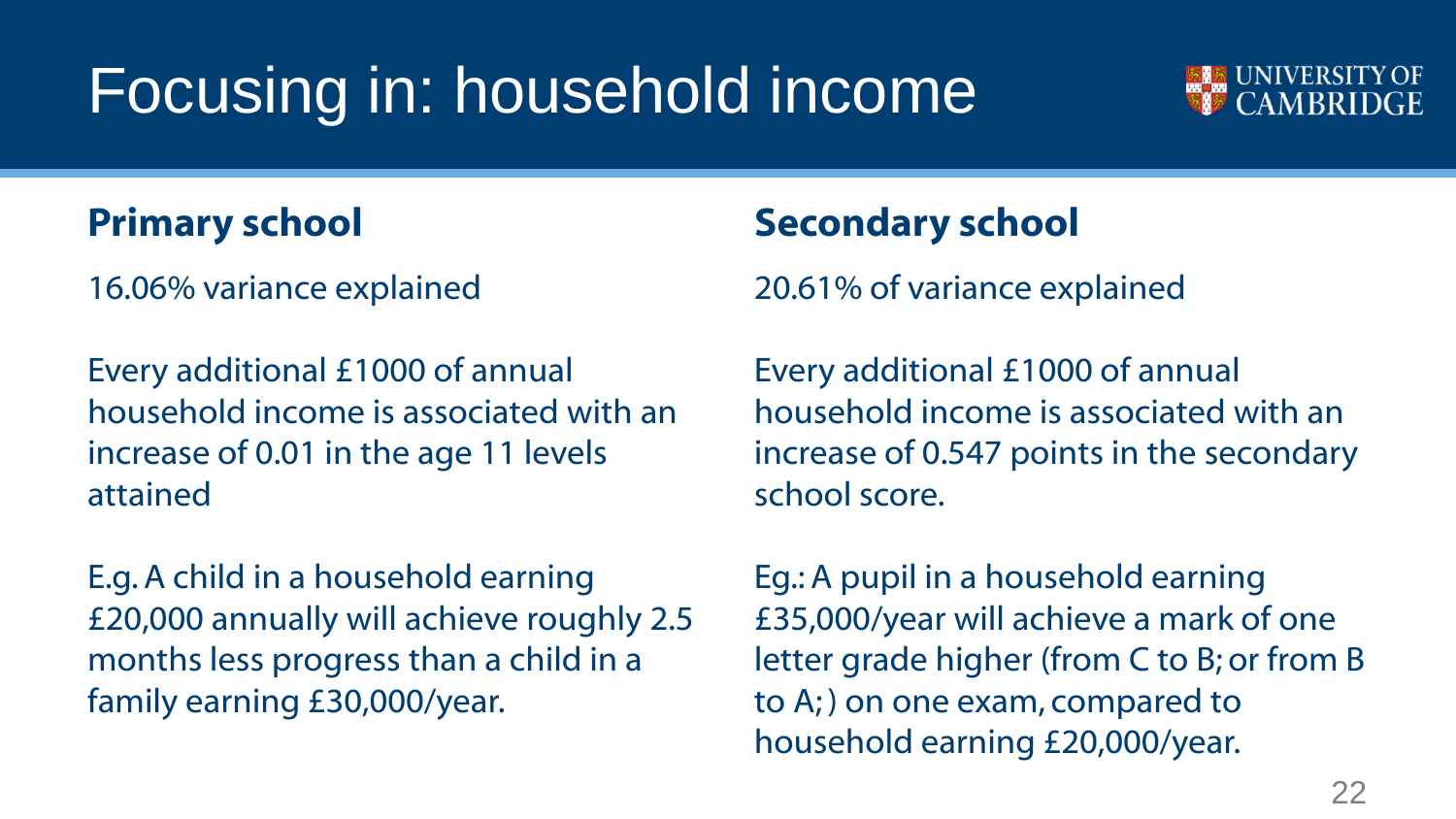# Focusing in: household income

## Primary school

16.06% variance explained

Every additional £1000 of annual household income is associated with an increase of 0.01 in the age 11 levels attained

E.g. A child in a household earning £20,000 annually will achieve roughly 2.5 months less progress than a child in a family earning £30,000/year.

## Secondary school

20.61% of variance explained

Every additional £1000 of annual household income is associated with an increase of 0.547 points in the secondary school score.

Eg.: A pupil in a household earning £35,000/year will achieve a mark of one letter grade higher (from C to B; or from B to A; ) on one exam, compared to household earning £20,000/year.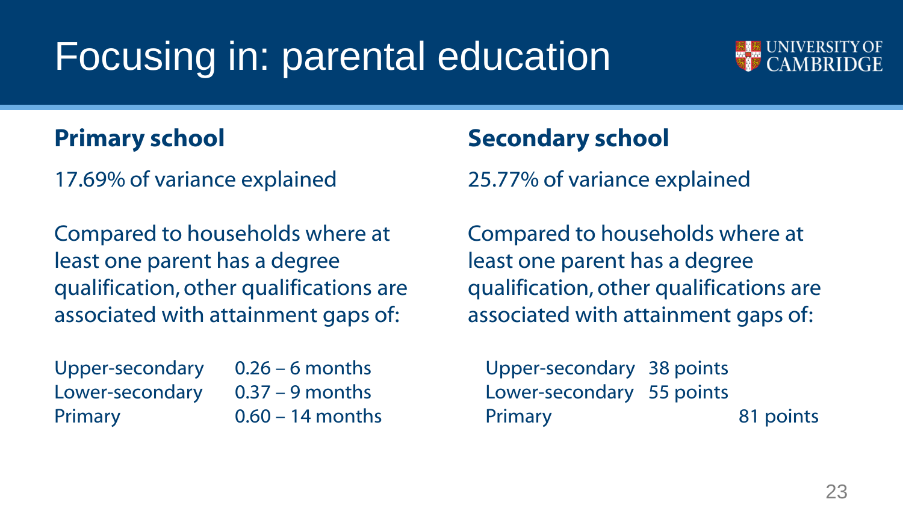# Focusing in: parental education

## Primary school

17.69% of variance explained

Compared to households where at least one parent has a degree qualification, other qualifications are associated with attainment gaps of:

| | |
|---|---|
| Upper-secondary | 0.26 – 6 months |
| Lower-secondary | 0.37 – 9 months |
| Primary | 0.60 – 14 months |

## Secondary school

25.77% of variance explained

Compared to households where at least one parent has a degree qualification, other qualifications are associated with attainment gaps of:

| | |
|---|---|
| Upper-secondary | 38 points |
| Lower-secondary | 55 points |
| Primary | 81 points |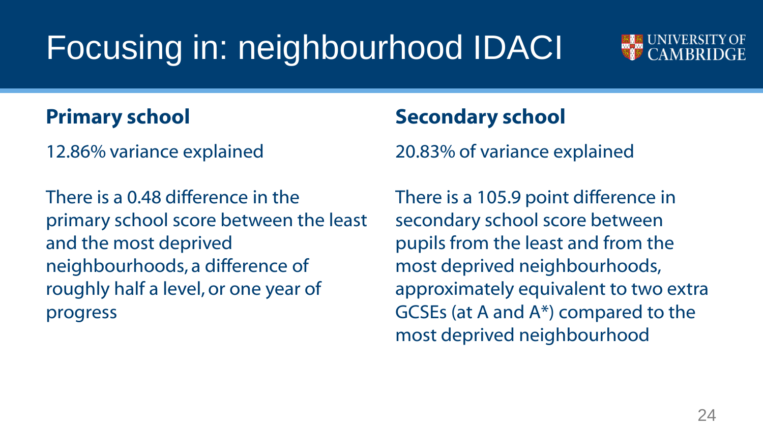# Focusing in: neighbourhood IDACI

## Primary school

12.86% variance explained

There is a 0.48 difference in the primary school score between the least and the most deprived neighbourhoods, a difference of roughly half a level, or one year of progress

## Secondary school

20.83% of variance explained

There is a 105.9 point difference in secondary school score between pupils from the least and from the most deprived neighbourhoods, approximately equivalent to two extra GCSEs (at A and A*) compared to the most deprived neighbourhood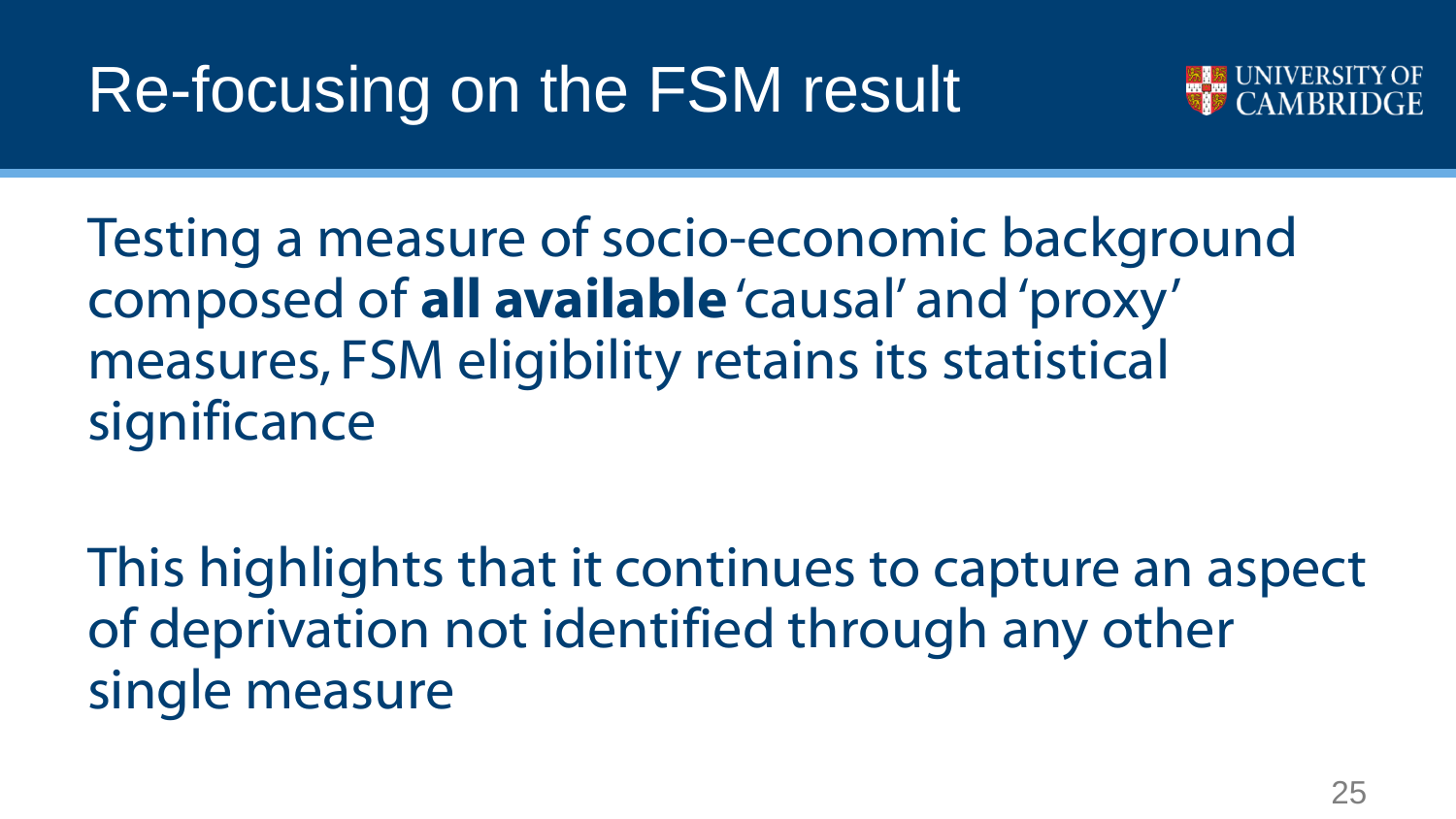# Re-focusing on the FSM result

Testing a measure of socio-economic background composed of **all available** 'causal' and 'proxy' measures, FSM eligibility retains its statistical significance

This highlights that it continues to capture an aspect of deprivation not identified through any other single measure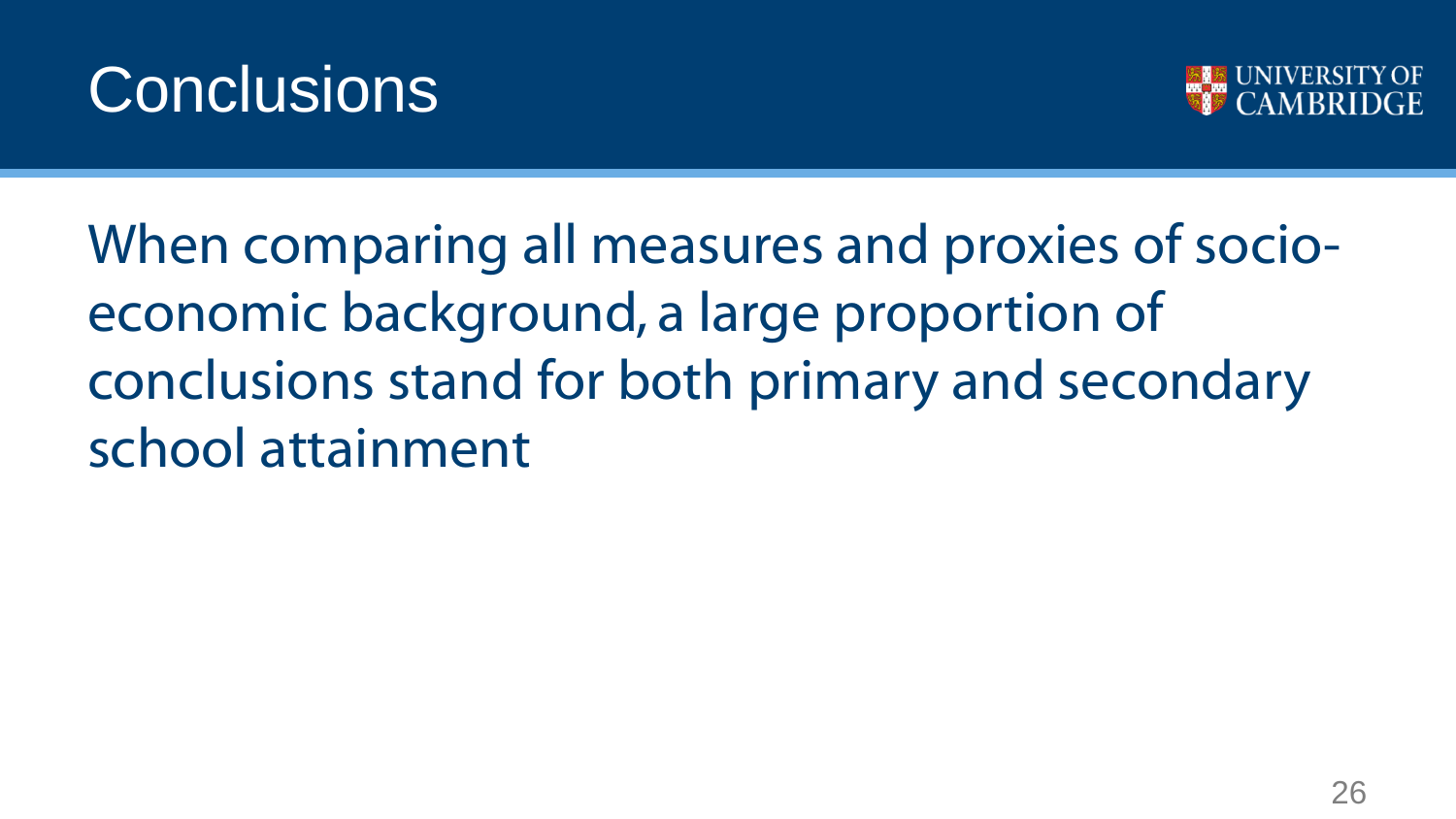# Conclusions

When comparing all measures and proxies of socio-economic background, a large proportion of conclusions stand for both primary and secondary school attainment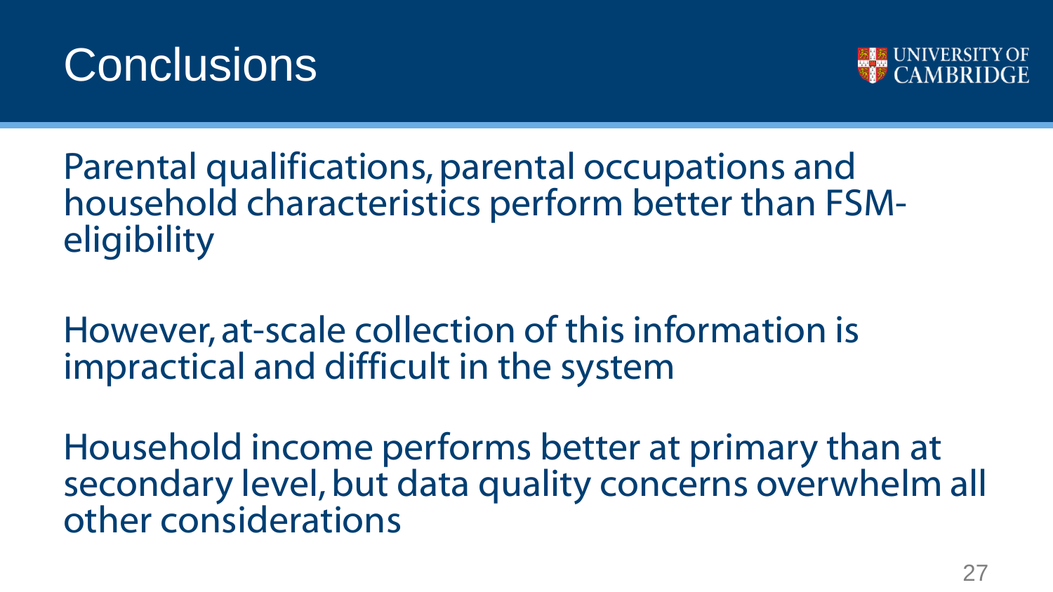# Conclusions

Parental qualifications, parental occupations and household characteristics perform better than FSM-eligibility

However, at-scale collection of this information is impractical and difficult in the system

Household income performs better at primary than at secondary level, but data quality concerns overwhelm all other considerations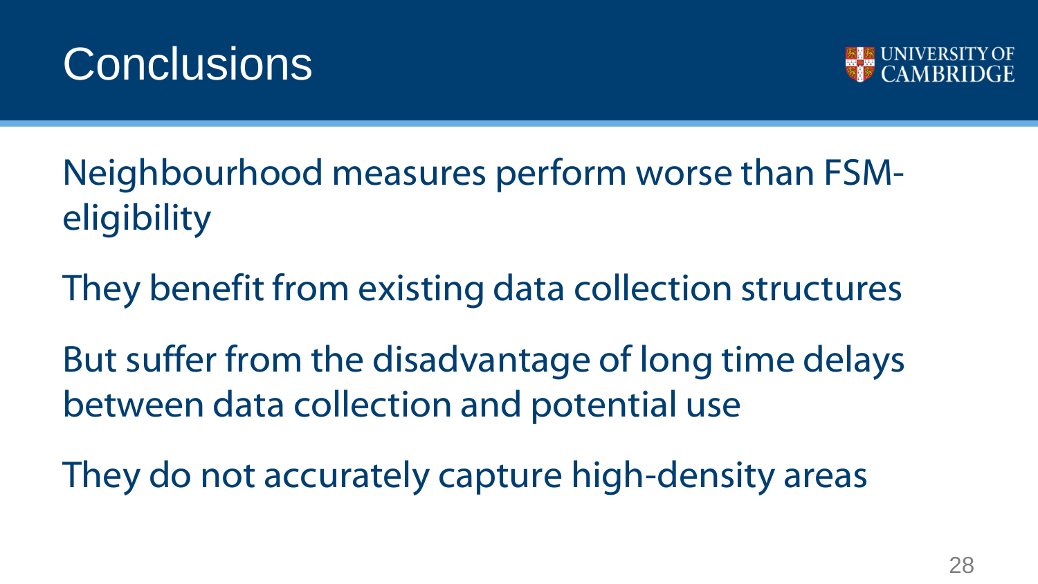# Conclusions

Neighbourhood measures perform worse than FSM-eligibility

They benefit from existing data collection structures

But suffer from the disadvantage of long time delays between data collection and potential use

They do not accurately capture high-density areas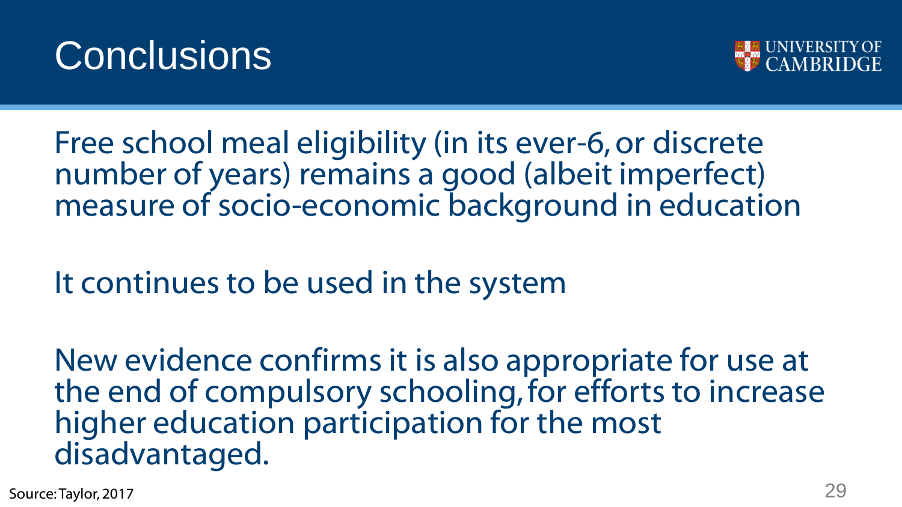# Conclusions

Free school meal eligibility (in its ever-6, or discrete number of years) remains a good (albeit imperfect) measure of socio-economic background in education

It continues to be used in the system

New evidence confirms it is also appropriate for use at the end of compulsory schooling, for efforts to increase higher education participation for the most disadvantaged.

Source: Taylor, 2017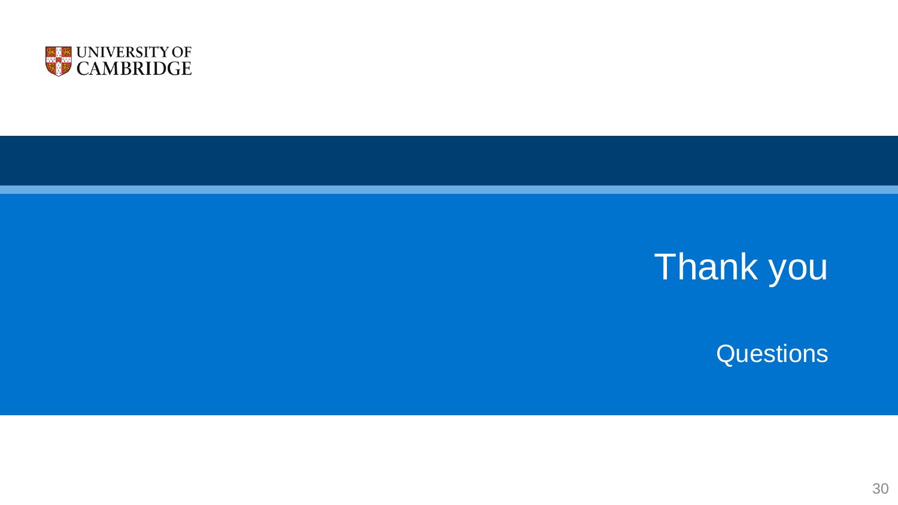# Thank you

Questions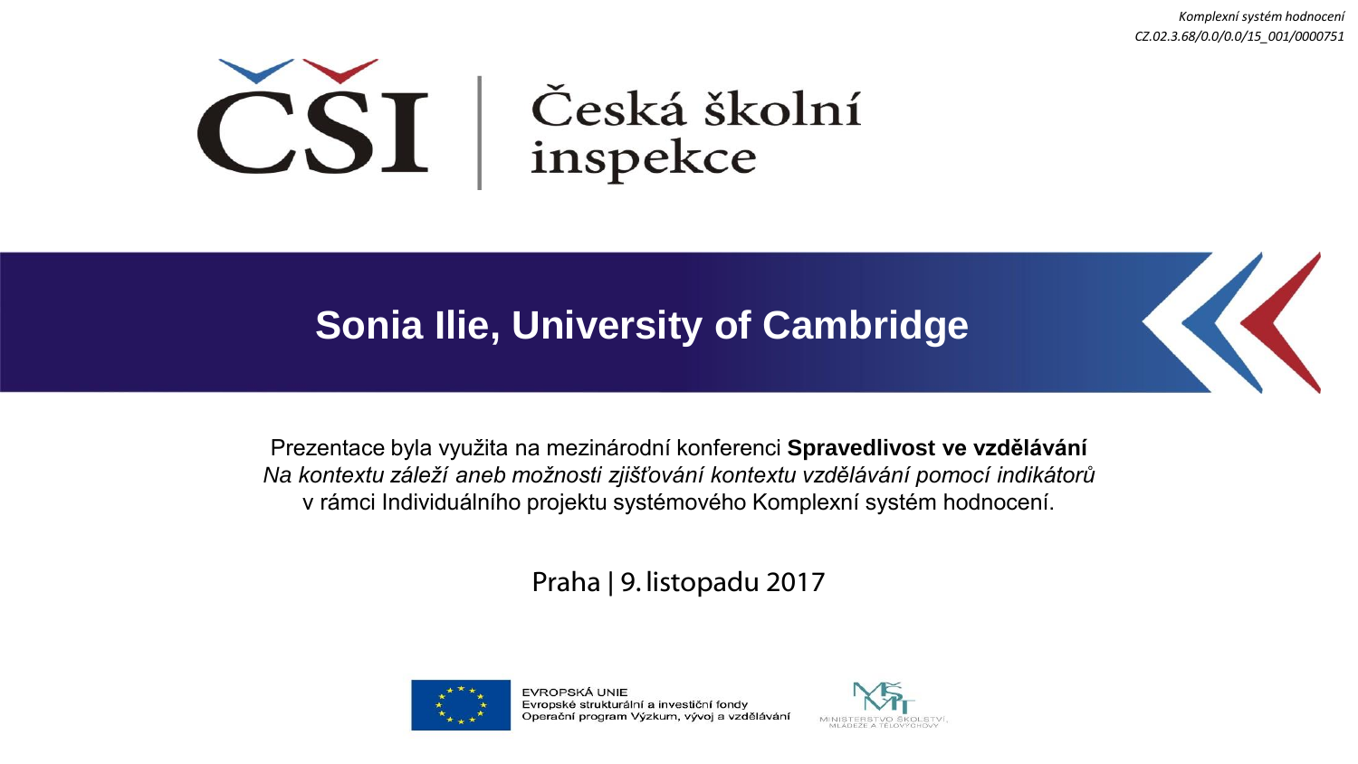Komplexní systém hodnocení
CZ.02.3.68/0.0/0.0/15_001/0000751

ČŠI | Česká školní inspekce

# Sonia Ilie, University of Cambridge

Prezentace byla využita na mezinárodní konferenci **Spravedlivost ve vzdělávání**
*Na kontextu záleží aneb možnosti zjišťování kontextu vzdělávání pomocí indikátorů*
v rámci Individuálního projektu systémového Komplexní systém hodnocení.

Praha | 9. listopadu 2017

EVROPSKÁ UNIE
Evropské strukturální a investiční fondy
Operační program Výzkum, vývoj a vzdělávání

MINISTERSTVO ŠKOLSTVÍ, MLÁDEŽE A TĚLOVÝCHOVY